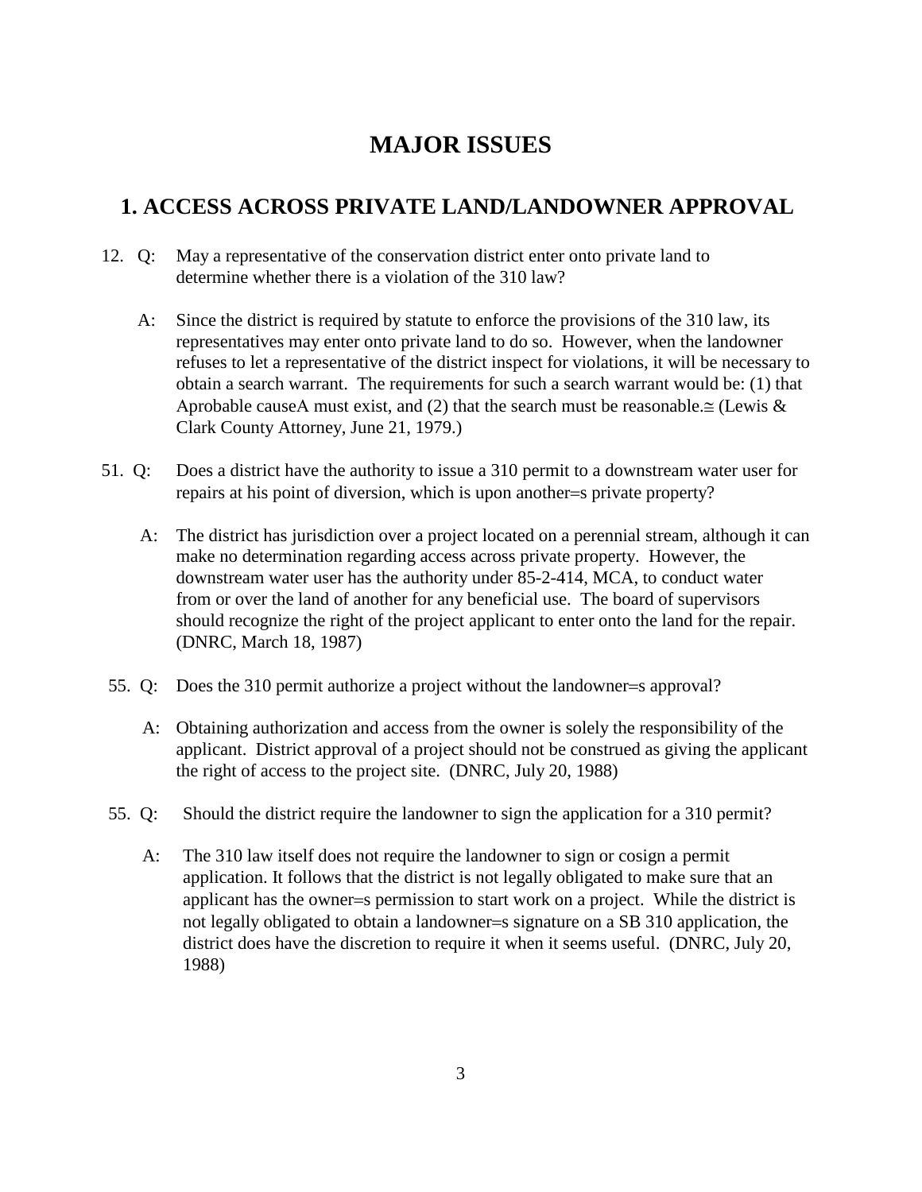# MAJOR ISSUES

## 1. ACCESS ACROSS PRIVATE LAND/LANDOWNER APPROVAL

12. Q: May a representative of the conservation district enter onto private land to determine whether there is a violation of the 310 law?

    A: Since the district is required by statute to enforce the provisions of the 310 law, its representatives may enter onto private land to do so. However, when the landowner refuses to let a representative of the district inspect for violations, it will be necessary to obtain a search warrant. The requirements for such a search warrant would be: (1) that Aprobable causeA must exist, and (2) that the search must be reasonable.≅ (Lewis & Clark County Attorney, June 21, 1979.)

51. Q: Does a district have the authority to issue a 310 permit to a downstream water user for repairs at his point of diversion, which is upon another=s private property?

    A: The district has jurisdiction over a project located on a perennial stream, although it can make no determination regarding access across private property. However, the downstream water user has the authority under 85-2-414, MCA, to conduct water from or over the land of another for any beneficial use. The board of supervisors should recognize the right of the project applicant to enter onto the land for the repair. (DNRC, March 18, 1987)

55. Q: Does the 310 permit authorize a project without the landowner=s approval?

    A: Obtaining authorization and access from the owner is solely the responsibility of the applicant. District approval of a project should not be construed as giving the applicant the right of access to the project site. (DNRC, July 20, 1988)

55. Q: Should the district require the landowner to sign the application for a 310 permit?

    A: The 310 law itself does not require the landowner to sign or cosign a permit application. It follows that the district is not legally obligated to make sure that an applicant has the owner=s permission to start work on a project. While the district is not legally obligated to obtain a landowner=s signature on a SB 310 application, the district does have the discretion to require it when it seems useful. (DNRC, July 20, 1988)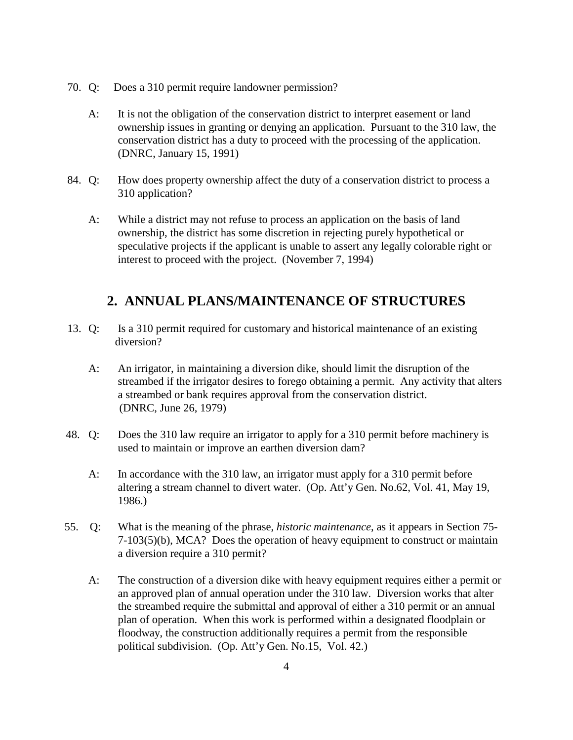70. Q: Does a 310 permit require landowner permission?

A: It is not the obligation of the conservation district to interpret easement or land ownership issues in granting or denying an application. Pursuant to the 310 law, the conservation district has a duty to proceed with the processing of the application. (DNRC, January 15, 1991)

84. Q: How does property ownership affect the duty of a conservation district to process a 310 application?

A: While a district may not refuse to process an application on the basis of land ownership, the district has some discretion in rejecting purely hypothetical or speculative projects if the applicant is unable to assert any legally colorable right or interest to proceed with the project. (November 7, 1994)

## 2. ANNUAL PLANS/MAINTENANCE OF STRUCTURES

13. Q: Is a 310 permit required for customary and historical maintenance of an existing diversion?

A: An irrigator, in maintaining a diversion dike, should limit the disruption of the streambed if the irrigator desires to forego obtaining a permit. Any activity that alters a streambed or bank requires approval from the conservation district. (DNRC, June 26, 1979)

48. Q: Does the 310 law require an irrigator to apply for a 310 permit before machinery is used to maintain or improve an earthen diversion dam?

A: In accordance with the 310 law, an irrigator must apply for a 310 permit before altering a stream channel to divert water. (Op. Att'y Gen. No.62, Vol. 41, May 19, 1986.)

55. Q: What is the meaning of the phrase, *historic maintenance*, as it appears in Section 75-7-103(5)(b), MCA? Does the operation of heavy equipment to construct or maintain a diversion require a 310 permit?

A: The construction of a diversion dike with heavy equipment requires either a permit or an approved plan of annual operation under the 310 law. Diversion works that alter the streambed require the submittal and approval of either a 310 permit or an annual plan of operation. When this work is performed within a designated floodplain or floodway, the construction additionally requires a permit from the responsible political subdivision. (Op. Att'y Gen. No.15, Vol. 42.)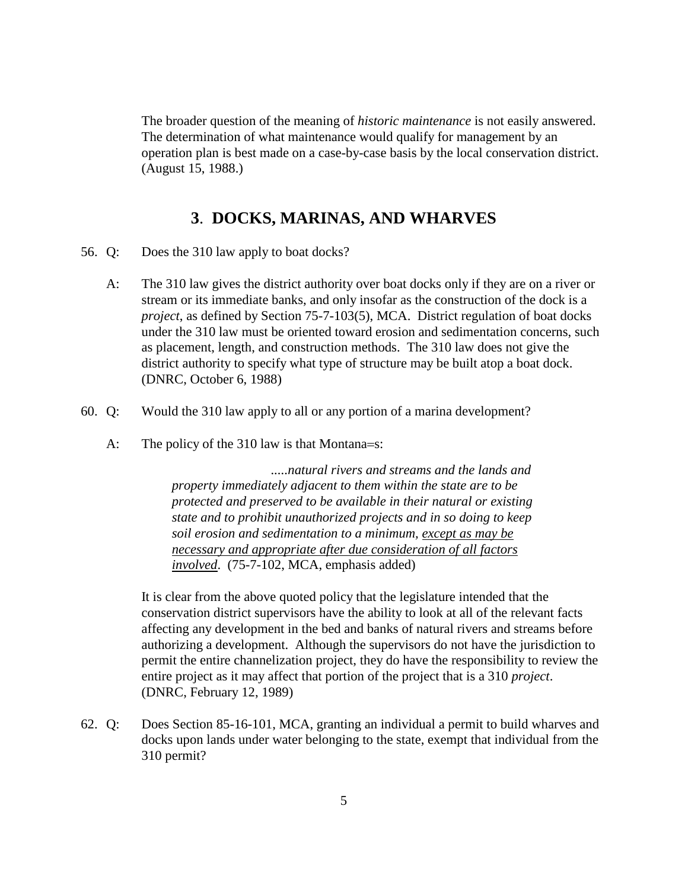The broader question of the meaning of *historic maintenance* is not easily answered. The determination of what maintenance would qualify for management by an operation plan is best made on a case-by-case basis by the local conservation district. (August 15, 1988.)

## 3. DOCKS, MARINAS, AND WHARVES

56. Q: Does the 310 law apply to boat docks?

    A: The 310 law gives the district authority over boat docks only if they are on a river or stream or its immediate banks, and only insofar as the construction of the dock is a *project*, as defined by Section 75-7-103(5), MCA. District regulation of boat docks under the 310 law must be oriented toward erosion and sedimentation concerns, such as placement, length, and construction methods. The 310 law does not give the district authority to specify what type of structure may be built atop a boat dock. (DNRC, October 6, 1988)

60. Q: Would the 310 law apply to all or any portion of a marina development?

    A: The policy of the 310 law is that Montana=s:

    > *.....natural rivers and streams and the lands and property immediately adjacent to them within the state are to be protected and preserved to be available in their natural or existing state and to prohibit unauthorized projects and in so doing to keep soil erosion and sedimentation to a minimum, <u>except as may be necessary and appropriate after due consideration of all factors involved</u>.* (75-7-102, MCA, emphasis added)

    It is clear from the above quoted policy that the legislature intended that the conservation district supervisors have the ability to look at all of the relevant facts affecting any development in the bed and banks of natural rivers and streams before authorizing a development. Although the supervisors do not have the jurisdiction to permit the entire channelization project, they do have the responsibility to review the entire project as it may affect that portion of the project that is a 310 *project*. (DNRC, February 12, 1989)

62. Q: Does Section 85-16-101, MCA, granting an individual a permit to build wharves and docks upon lands under water belonging to the state, exempt that individual from the 310 permit?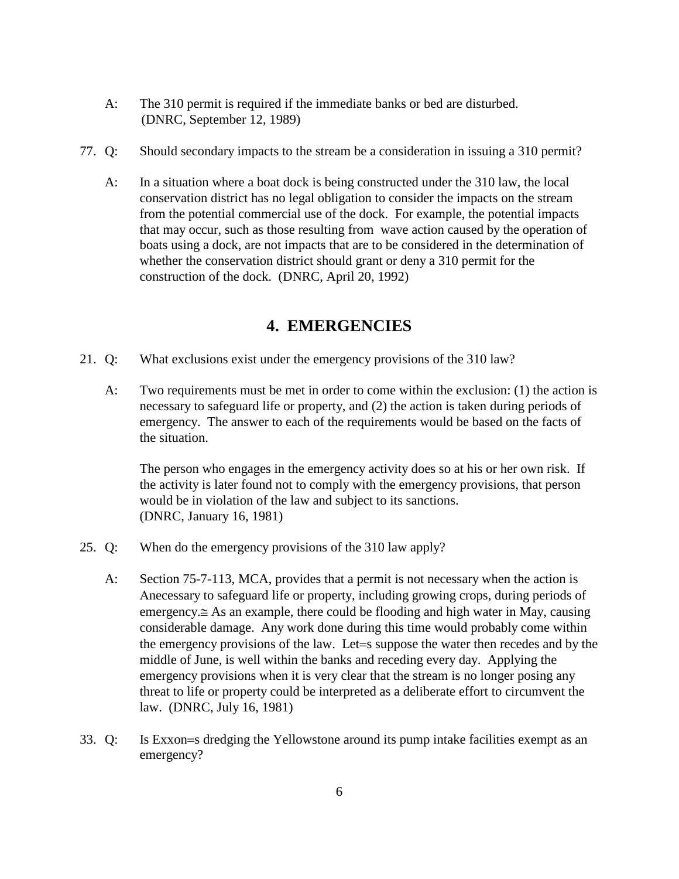A: The 310 permit is required if the immediate banks or bed are disturbed. (DNRC, September 12, 1989)

77. Q: Should secondary impacts to the stream be a consideration in issuing a 310 permit?

    A: In a situation where a boat dock is being constructed under the 310 law, the local conservation district has no legal obligation to consider the impacts on the stream from the potential commercial use of the dock. For example, the potential impacts that may occur, such as those resulting from wave action caused by the operation of boats using a dock, are not impacts that are to be considered in the determination of whether the conservation district should grant or deny a 310 permit for the construction of the dock. (DNRC, April 20, 1992)

## 4. EMERGENCIES

21. Q: What exclusions exist under the emergency provisions of the 310 law?

    A: Two requirements must be met in order to come within the exclusion: (1) the action is necessary to safeguard life or property, and (2) the action is taken during periods of emergency. The answer to each of the requirements would be based on the facts of the situation.

    The person who engages in the emergency activity does so at his or her own risk. If the activity is later found not to comply with the emergency provisions, that person would be in violation of the law and subject to its sanctions. (DNRC, January 16, 1981)

25. Q: When do the emergency provisions of the 310 law apply?

    A: Section 75-7-113, MCA, provides that a permit is not necessary when the action is Anecessary to safeguard life or property, including growing crops, during periods of emergency.≅ As an example, there could be flooding and high water in May, causing considerable damage. Any work done during this time would probably come within the emergency provisions of the law. Let=s suppose the water then recedes and by the middle of June, is well within the banks and receding every day. Applying the emergency provisions when it is very clear that the stream is no longer posing any threat to life or property could be interpreted as a deliberate effort to circumvent the law. (DNRC, July 16, 1981)

33. Q: Is Exxon=s dredging the Yellowstone around its pump intake facilities exempt as an emergency?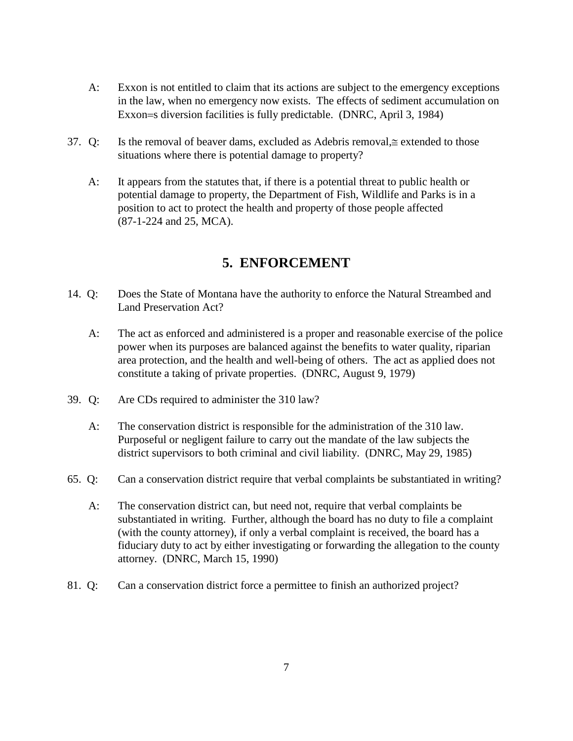A: Exxon is not entitled to claim that its actions are subject to the emergency exceptions in the law, when no emergency now exists. The effects of sediment accumulation on Exxon=s diversion facilities is fully predictable. (DNRC, April 3, 1984)

37. Q: Is the removal of beaver dams, excluded as Adebris removal,≅ extended to those situations where there is potential damage to property?

A: It appears from the statutes that, if there is a potential threat to public health or potential damage to property, the Department of Fish, Wildlife and Parks is in a position to act to protect the health and property of those people affected (87-1-224 and 25, MCA).

## 5. ENFORCEMENT

14. Q: Does the State of Montana have the authority to enforce the Natural Streambed and Land Preservation Act?

A: The act as enforced and administered is a proper and reasonable exercise of the police power when its purposes are balanced against the benefits to water quality, riparian area protection, and the health and well-being of others. The act as applied does not constitute a taking of private properties. (DNRC, August 9, 1979)

39. Q: Are CDs required to administer the 310 law?

A: The conservation district is responsible for the administration of the 310 law. Purposeful or negligent failure to carry out the mandate of the law subjects the district supervisors to both criminal and civil liability. (DNRC, May 29, 1985)

65. Q: Can a conservation district require that verbal complaints be substantiated in writing?

A: The conservation district can, but need not, require that verbal complaints be substantiated in writing. Further, although the board has no duty to file a complaint (with the county attorney), if only a verbal complaint is received, the board has a fiduciary duty to act by either investigating or forwarding the allegation to the county attorney. (DNRC, March 15, 1990)

81. Q: Can a conservation district force a permittee to finish an authorized project?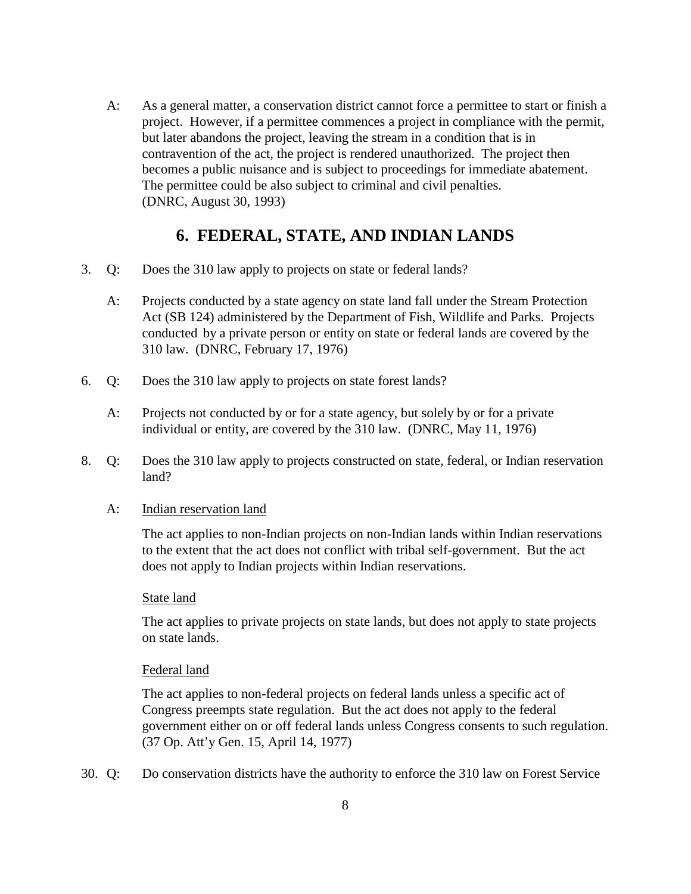A: As a general matter, a conservation district cannot force a permittee to start or finish a project. However, if a permittee commences a project in compliance with the permit, but later abandons the project, leaving the stream in a condition that is in contravention of the act, the project is rendered unauthorized. The project then becomes a public nuisance and is subject to proceedings for immediate abatement. The permittee could be also subject to criminal and civil penalties. (DNRC, August 30, 1993)

## 6. FEDERAL, STATE, AND INDIAN LANDS

3. Q: Does the 310 law apply to projects on state or federal lands?

   A: Projects conducted by a state agency on state land fall under the Stream Protection Act (SB 124) administered by the Department of Fish, Wildlife and Parks. Projects conducted by a private person or entity on state or federal lands are covered by the 310 law. (DNRC, February 17, 1976)

6. Q: Does the 310 law apply to projects on state forest lands?

   A: Projects not conducted by or for a state agency, but solely by or for a private individual or entity, are covered by the 310 law. (DNRC, May 11, 1976)

8. Q: Does the 310 law apply to projects constructed on state, federal, or Indian reservation land?

   A: Indian reservation land

   The act applies to non-Indian projects on non-Indian lands within Indian reservations to the extent that the act does not conflict with tribal self-government. But the act does not apply to Indian projects within Indian reservations.

   State land

   The act applies to private projects on state lands, but does not apply to state projects on state lands.

   Federal land

   The act applies to non-federal projects on federal lands unless a specific act of Congress preempts state regulation. But the act does not apply to the federal government either on or off federal lands unless Congress consents to such regulation. (37 Op. Att'y Gen. 15, April 14, 1977)

30. Q: Do conservation districts have the authority to enforce the 310 law on Forest Service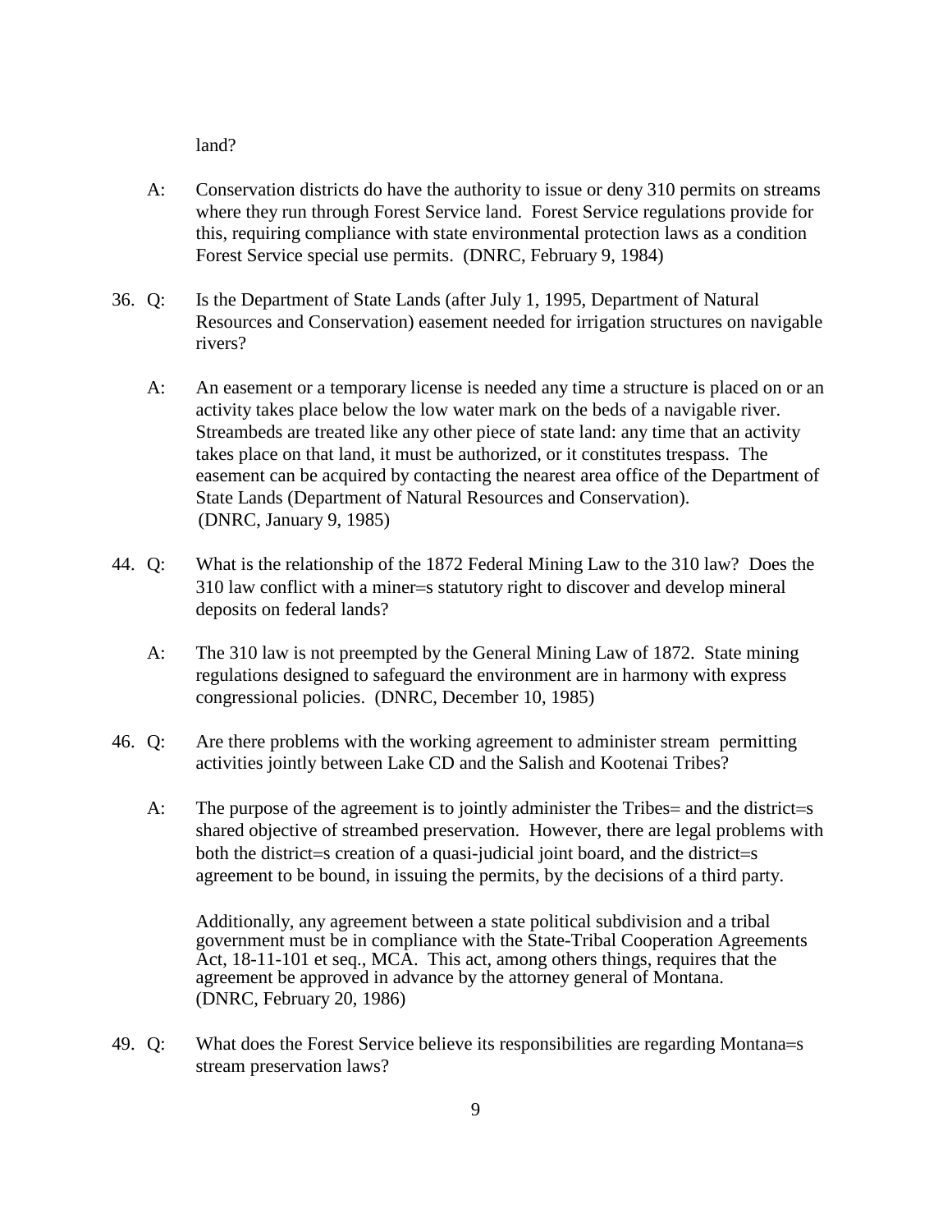land?

A: Conservation districts do have the authority to issue or deny 310 permits on streams where they run through Forest Service land. Forest Service regulations provide for this, requiring compliance with state environmental protection laws as a condition Forest Service special use permits. (DNRC, February 9, 1984)

36. Q: Is the Department of State Lands (after July 1, 1995, Department of Natural Resources and Conservation) easement needed for irrigation structures on navigable rivers?

A: An easement or a temporary license is needed any time a structure is placed on or an activity takes place below the low water mark on the beds of a navigable river. Streambeds are treated like any other piece of state land: any time that an activity takes place on that land, it must be authorized, or it constitutes trespass. The easement can be acquired by contacting the nearest area office of the Department of State Lands (Department of Natural Resources and Conservation). (DNRC, January 9, 1985)

44. Q: What is the relationship of the 1872 Federal Mining Law to the 310 law? Does the 310 law conflict with a miner=s statutory right to discover and develop mineral deposits on federal lands?

A: The 310 law is not preempted by the General Mining Law of 1872. State mining regulations designed to safeguard the environment are in harmony with express congressional policies. (DNRC, December 10, 1985)

46. Q: Are there problems with the working agreement to administer stream permitting activities jointly between Lake CD and the Salish and Kootenai Tribes?

A: The purpose of the agreement is to jointly administer the Tribes= and the district=s shared objective of streambed preservation. However, there are legal problems with both the district=s creation of a quasi-judicial joint board, and the district=s agreement to be bound, in issuing the permits, by the decisions of a third party.

Additionally, any agreement between a state political subdivision and a tribal government must be in compliance with the State-Tribal Cooperation Agreements Act, 18-11-101 et seq., MCA. This act, among others things, requires that the agreement be approved in advance by the attorney general of Montana. (DNRC, February 20, 1986)

49. Q: What does the Forest Service believe its responsibilities are regarding Montana=s stream preservation laws?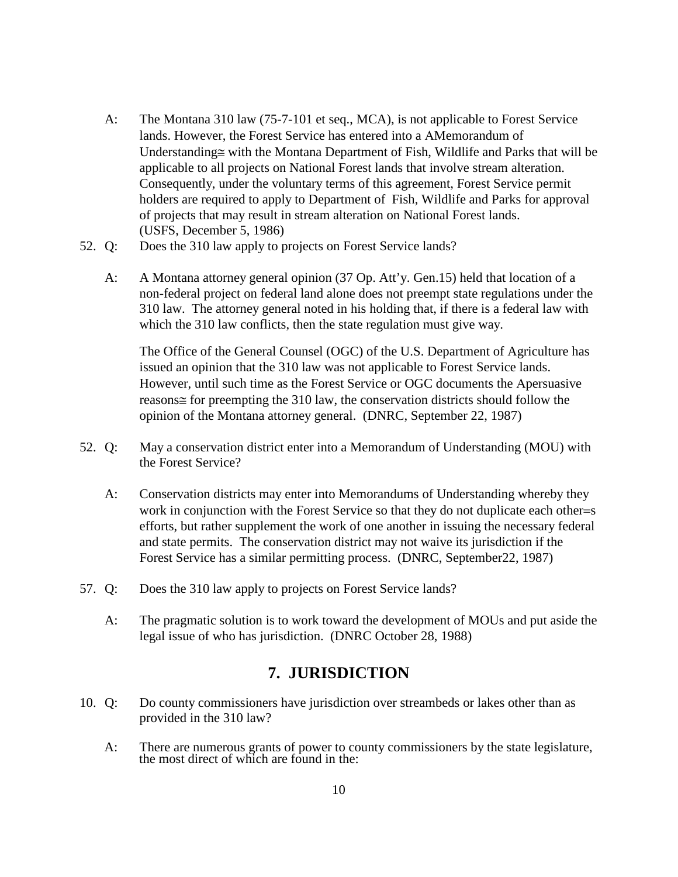A: The Montana 310 law (75-7-101 et seq., MCA), is not applicable to Forest Service lands. However, the Forest Service has entered into a AMemorandum of Understanding≅ with the Montana Department of Fish, Wildlife and Parks that will be applicable to all projects on National Forest lands that involve stream alteration. Consequently, under the voluntary terms of this agreement, Forest Service permit holders are required to apply to Department of Fish, Wildlife and Parks for approval of projects that may result in stream alteration on National Forest lands. (USFS, December 5, 1986)

52. Q: Does the 310 law apply to projects on Forest Service lands?

A: A Montana attorney general opinion (37 Op. Att'y. Gen.15) held that location of a non-federal project on federal land alone does not preempt state regulations under the 310 law. The attorney general noted in his holding that, if there is a federal law with which the 310 law conflicts, then the state regulation must give way.

The Office of the General Counsel (OGC) of the U.S. Department of Agriculture has issued an opinion that the 310 law was not applicable to Forest Service lands. However, until such time as the Forest Service or OGC documents the Apersuasive reasons≅ for preempting the 310 law, the conservation districts should follow the opinion of the Montana attorney general. (DNRC, September 22, 1987)

52. Q: May a conservation district enter into a Memorandum of Understanding (MOU) with the Forest Service?

A: Conservation districts may enter into Memorandums of Understanding whereby they work in conjunction with the Forest Service so that they do not duplicate each other=s efforts, but rather supplement the work of one another in issuing the necessary federal and state permits. The conservation district may not waive its jurisdiction if the Forest Service has a similar permitting process. (DNRC, September22, 1987)

57. Q: Does the 310 law apply to projects on Forest Service lands?

A: The pragmatic solution is to work toward the development of MOUs and put aside the legal issue of who has jurisdiction. (DNRC October 28, 1988)

## 7. JURISDICTION

10. Q: Do county commissioners have jurisdiction over streambeds or lakes other than as provided in the 310 law?

A: There are numerous grants of power to county commissioners by the state legislature, the most direct of which are found in the: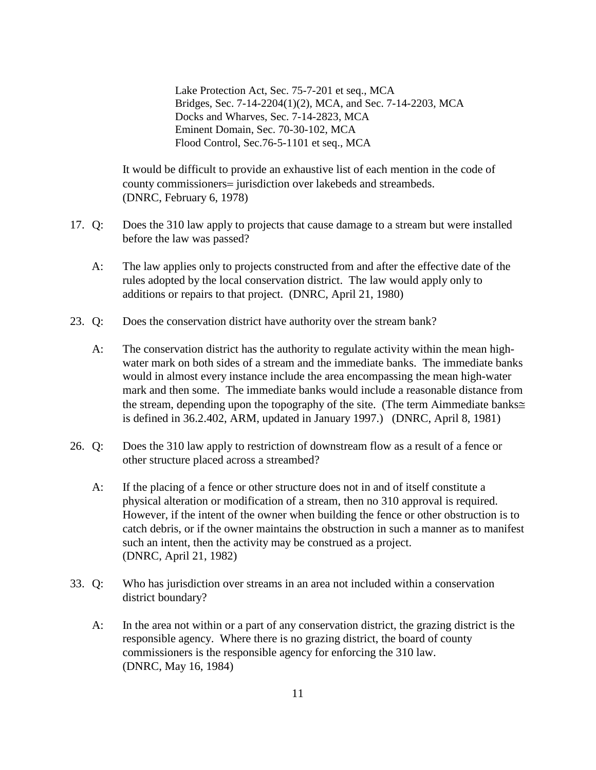Lake Protection Act, Sec. 75-7-201 et seq., MCA
Bridges, Sec. 7-14-2204(1)(2), MCA, and Sec. 7-14-2203, MCA
Docks and Wharves, Sec. 7-14-2823, MCA
Eminent Domain, Sec. 70-30-102, MCA
Flood Control, Sec.76-5-1101 et seq., MCA

It would be difficult to provide an exhaustive list of each mention in the code of county commissioners= jurisdiction over lakebeds and streambeds.
(DNRC, February 6, 1978)

17. Q: Does the 310 law apply to projects that cause damage to a stream but were installed before the law was passed?

    A: The law applies only to projects constructed from and after the effective date of the rules adopted by the local conservation district. The law would apply only to additions or repairs to that project. (DNRC, April 21, 1980)

23. Q: Does the conservation district have authority over the stream bank?

    A: The conservation district has the authority to regulate activity within the mean high-water mark on both sides of a stream and the immediate banks. The immediate banks would in almost every instance include the area encompassing the mean high-water mark and then some. The immediate banks would include a reasonable distance from the stream, depending upon the topography of the site. (The term Aimmediate banks≅ is defined in 36.2.402, ARM, updated in January 1997.) (DNRC, April 8, 1981)

26. Q: Does the 310 law apply to restriction of downstream flow as a result of a fence or other structure placed across a streambed?

    A: If the placing of a fence or other structure does not in and of itself constitute a physical alteration or modification of a stream, then no 310 approval is required. However, if the intent of the owner when building the fence or other obstruction is to catch debris, or if the owner maintains the obstruction in such a manner as to manifest such an intent, then the activity may be construed as a project.
(DNRC, April 21, 1982)

33. Q: Who has jurisdiction over streams in an area not included within a conservation district boundary?

    A: In the area not within or a part of any conservation district, the grazing district is the responsible agency. Where there is no grazing district, the board of county commissioners is the responsible agency for enforcing the 310 law.
(DNRC, May 16, 1984)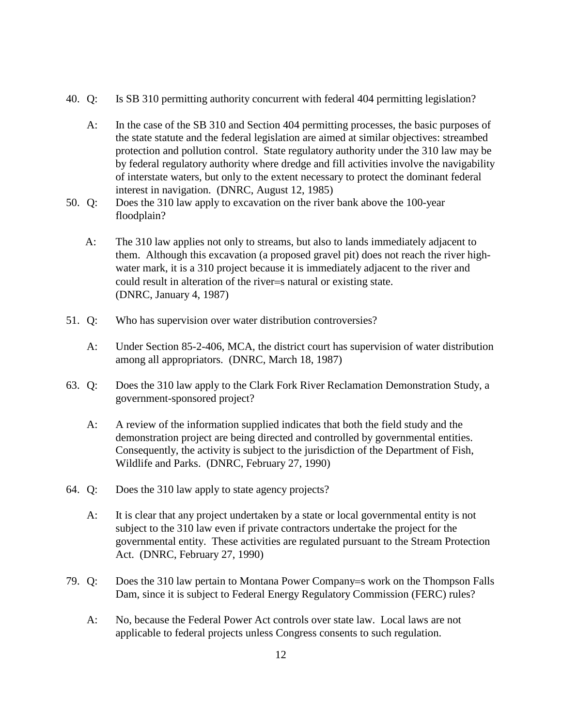40. Q: Is SB 310 permitting authority concurrent with federal 404 permitting legislation?

    A: In the case of the SB 310 and Section 404 permitting processes, the basic purposes of the state statute and the federal legislation are aimed at similar objectives: streambed protection and pollution control. State regulatory authority under the 310 law may be by federal regulatory authority where dredge and fill activities involve the navigability of interstate waters, but only to the extent necessary to protect the dominant federal interest in navigation. (DNRC, August 12, 1985)

50. Q: Does the 310 law apply to excavation on the river bank above the 100-year floodplain?

    A: The 310 law applies not only to streams, but also to lands immediately adjacent to them. Although this excavation (a proposed gravel pit) does not reach the river high-water mark, it is a 310 project because it is immediately adjacent to the river and could result in alteration of the river=s natural or existing state. (DNRC, January 4, 1987)

51. Q: Who has supervision over water distribution controversies?

    A: Under Section 85-2-406, MCA, the district court has supervision of water distribution among all appropriators. (DNRC, March 18, 1987)

63. Q: Does the 310 law apply to the Clark Fork River Reclamation Demonstration Study, a government-sponsored project?

    A: A review of the information supplied indicates that both the field study and the demonstration project are being directed and controlled by governmental entities. Consequently, the activity is subject to the jurisdiction of the Department of Fish, Wildlife and Parks. (DNRC, February 27, 1990)

64. Q: Does the 310 law apply to state agency projects?

    A: It is clear that any project undertaken by a state or local governmental entity is not subject to the 310 law even if private contractors undertake the project for the governmental entity. These activities are regulated pursuant to the Stream Protection Act. (DNRC, February 27, 1990)

79. Q: Does the 310 law pertain to Montana Power Company=s work on the Thompson Falls Dam, since it is subject to Federal Energy Regulatory Commission (FERC) rules?

    A: No, because the Federal Power Act controls over state law. Local laws are not applicable to federal projects unless Congress consents to such regulation.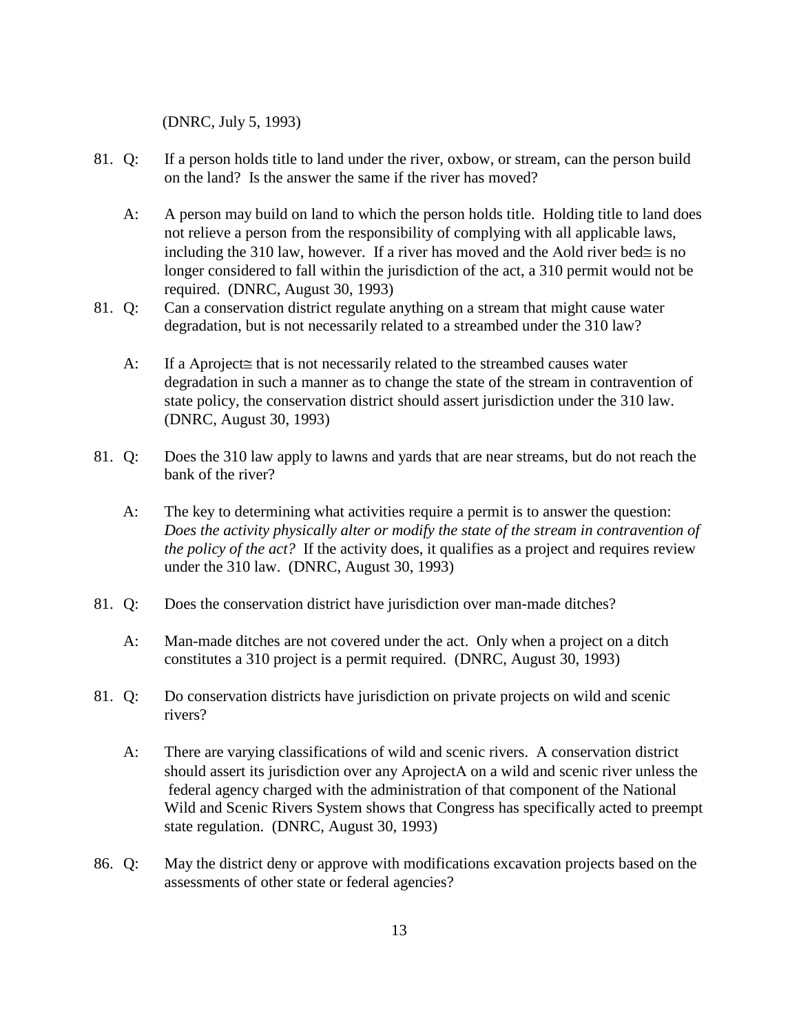(DNRC, July 5, 1993)

81. Q: If a person holds title to land under the river, oxbow, or stream, can the person build on the land? Is the answer the same if the river has moved?

    A: A person may build on land to which the person holds title. Holding title to land does not relieve a person from the responsibility of complying with all applicable laws, including the 310 law, however. If a river has moved and the Aold river bed≅ is no longer considered to fall within the jurisdiction of the act, a 310 permit would not be required. (DNRC, August 30, 1993)

81. Q: Can a conservation district regulate anything on a stream that might cause water degradation, but is not necessarily related to a streambed under the 310 law?

    A: If a Aproject≅ that is not necessarily related to the streambed causes water degradation in such a manner as to change the state of the stream in contravention of state policy, the conservation district should assert jurisdiction under the 310 law. (DNRC, August 30, 1993)

81. Q: Does the 310 law apply to lawns and yards that are near streams, but do not reach the bank of the river?

    A: The key to determining what activities require a permit is to answer the question: *Does the activity physically alter or modify the state of the stream in contravention of the policy of the act?* If the activity does, it qualifies as a project and requires review under the 310 law. (DNRC, August 30, 1993)

81. Q: Does the conservation district have jurisdiction over man-made ditches?

    A: Man-made ditches are not covered under the act. Only when a project on a ditch constitutes a 310 project is a permit required. (DNRC, August 30, 1993)

81. Q: Do conservation districts have jurisdiction on private projects on wild and scenic rivers?

    A: There are varying classifications of wild and scenic rivers. A conservation district should assert its jurisdiction over any AprojectA on a wild and scenic river unless the federal agency charged with the administration of that component of the National Wild and Scenic Rivers System shows that Congress has specifically acted to preempt state regulation. (DNRC, August 30, 1993)

86. Q: May the district deny or approve with modifications excavation projects based on the assessments of other state or federal agencies?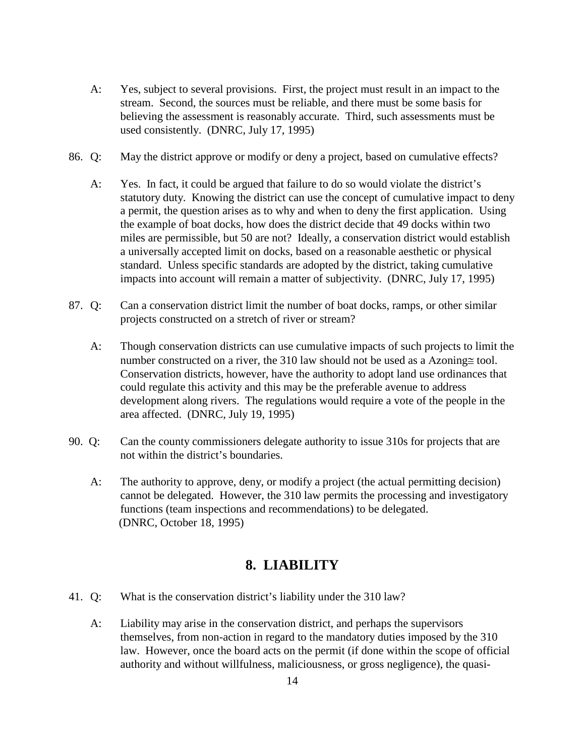A: Yes, subject to several provisions. First, the project must result in an impact to the stream. Second, the sources must be reliable, and there must be some basis for believing the assessment is reasonably accurate. Third, such assessments must be used consistently. (DNRC, July 17, 1995)

86. Q: May the district approve or modify or deny a project, based on cumulative effects?

A: Yes. In fact, it could be argued that failure to do so would violate the district's statutory duty. Knowing the district can use the concept of cumulative impact to deny a permit, the question arises as to why and when to deny the first application. Using the example of boat docks, how does the district decide that 49 docks within two miles are permissible, but 50 are not? Ideally, a conservation district would establish a universally accepted limit on docks, based on a reasonable aesthetic or physical standard. Unless specific standards are adopted by the district, taking cumulative impacts into account will remain a matter of subjectivity. (DNRC, July 17, 1995)

87. Q: Can a conservation district limit the number of boat docks, ramps, or other similar projects constructed on a stretch of river or stream?

A: Though conservation districts can use cumulative impacts of such projects to limit the number constructed on a river, the 310 law should not be used as a Azoning≅ tool. Conservation districts, however, have the authority to adopt land use ordinances that could regulate this activity and this may be the preferable avenue to address development along rivers. The regulations would require a vote of the people in the area affected. (DNRC, July 19, 1995)

90. Q: Can the county commissioners delegate authority to issue 310s for projects that are not within the district's boundaries.

A: The authority to approve, deny, or modify a project (the actual permitting decision) cannot be delegated. However, the 310 law permits the processing and investigatory functions (team inspections and recommendations) to be delegated. (DNRC, October 18, 1995)

## 8. LIABILITY

41. Q: What is the conservation district's liability under the 310 law?

A: Liability may arise in the conservation district, and perhaps the supervisors themselves, from non-action in regard to the mandatory duties imposed by the 310 law. However, once the board acts on the permit (if done within the scope of official authority and without willfulness, maliciousness, or gross negligence), the quasi-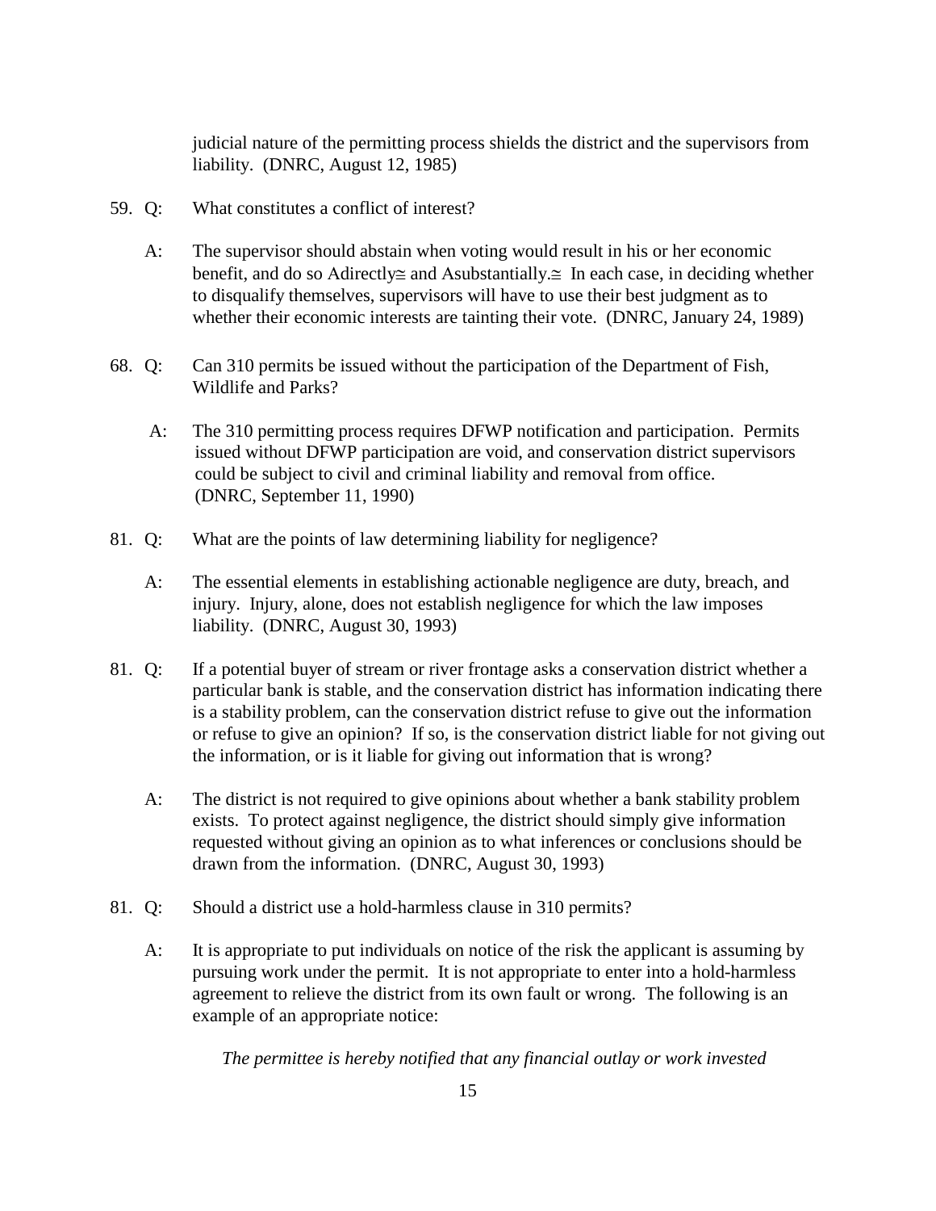judicial nature of the permitting process shields the district and the supervisors from liability. (DNRC, August 12, 1985)

59. Q: What constitutes a conflict of interest?

    A: The supervisor should abstain when voting would result in his or her economic benefit, and do so Adirectly≅ and Asubstantially.≅ In each case, in deciding whether to disqualify themselves, supervisors will have to use their best judgment as to whether their economic interests are tainting their vote. (DNRC, January 24, 1989)

68. Q: Can 310 permits be issued without the participation of the Department of Fish, Wildlife and Parks?

    A: The 310 permitting process requires DFWP notification and participation. Permits issued without DFWP participation are void, and conservation district supervisors could be subject to civil and criminal liability and removal from office. (DNRC, September 11, 1990)

81. Q: What are the points of law determining liability for negligence?

    A: The essential elements in establishing actionable negligence are duty, breach, and injury. Injury, alone, does not establish negligence for which the law imposes liability. (DNRC, August 30, 1993)

81. Q: If a potential buyer of stream or river frontage asks a conservation district whether a particular bank is stable, and the conservation district has information indicating there is a stability problem, can the conservation district refuse to give out the information or refuse to give an opinion? If so, is the conservation district liable for not giving out the information, or is it liable for giving out information that is wrong?

    A: The district is not required to give opinions about whether a bank stability problem exists. To protect against negligence, the district should simply give information requested without giving an opinion as to what inferences or conclusions should be drawn from the information. (DNRC, August 30, 1993)

81. Q: Should a district use a hold-harmless clause in 310 permits?

    A: It is appropriate to put individuals on notice of the risk the applicant is assuming by pursuing work under the permit. It is not appropriate to enter into a hold-harmless agreement to relieve the district from its own fault or wrong. The following is an example of an appropriate notice:

    *The permittee is hereby notified that any financial outlay or work invested*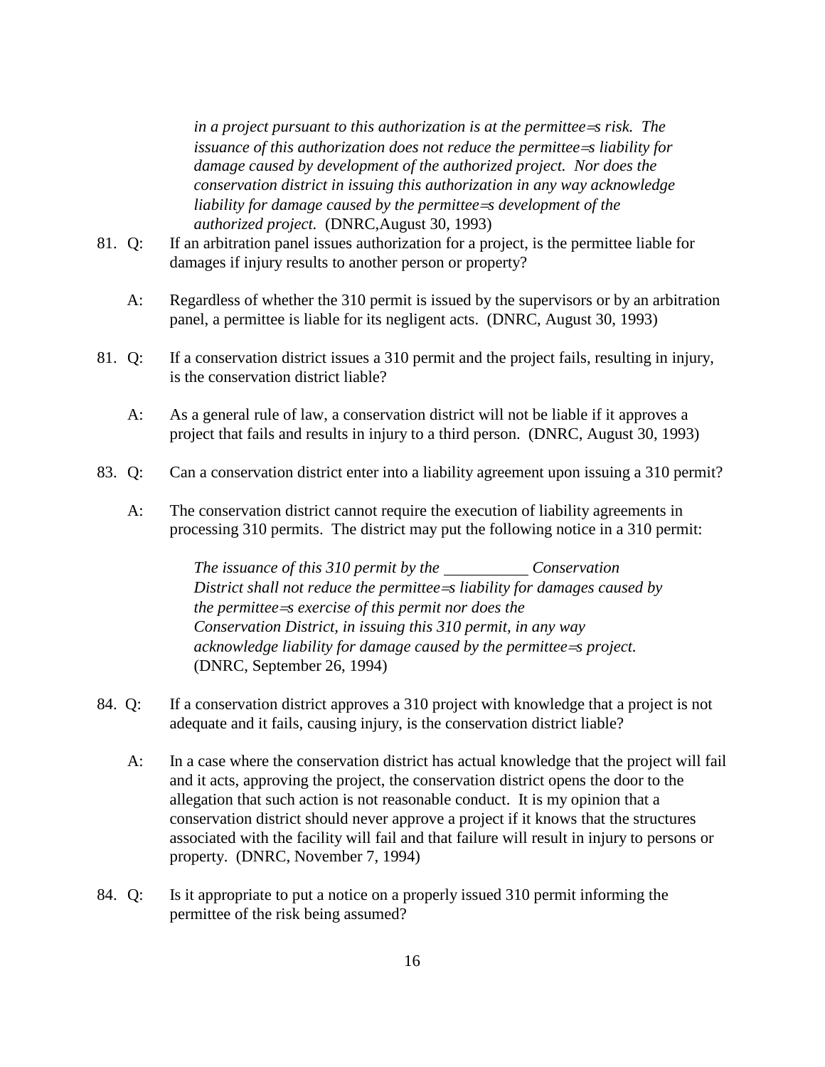*in a project pursuant to this authorization is at the permittee=s risk. The issuance of this authorization does not reduce the permittee=s liability for damage caused by development of the authorized project. Nor does the conservation district in issuing this authorization in any way acknowledge liability for damage caused by the permittee=s development of the authorized project.* (DNRC,August 30, 1993)

81. Q: If an arbitration panel issues authorization for a project, is the permittee liable for damages if injury results to another person or property?

    A: Regardless of whether the 310 permit is issued by the supervisors or by an arbitration panel, a permittee is liable for its negligent acts. (DNRC, August 30, 1993)

81. Q: If a conservation district issues a 310 permit and the project fails, resulting in injury, is the conservation district liable?

    A: As a general rule of law, a conservation district will not be liable if it approves a project that fails and results in injury to a third person. (DNRC, August 30, 1993)

83. Q: Can a conservation district enter into a liability agreement upon issuing a 310 permit?

    A: The conservation district cannot require the execution of liability agreements in processing 310 permits. The district may put the following notice in a 310 permit:

    > *The issuance of this 310 permit by the ___________ Conservation District shall not reduce the permittee=s liability for damages caused by the permittee=s exercise of this permit nor does the Conservation District, in issuing this 310 permit, in any way acknowledge liability for damage caused by the permittee=s project.* (DNRC, September 26, 1994)

84. Q: If a conservation district approves a 310 project with knowledge that a project is not adequate and it fails, causing injury, is the conservation district liable?

    A: In a case where the conservation district has actual knowledge that the project will fail and it acts, approving the project, the conservation district opens the door to the allegation that such action is not reasonable conduct. It is my opinion that a conservation district should never approve a project if it knows that the structures associated with the facility will fail and that failure will result in injury to persons or property. (DNRC, November 7, 1994)

84. Q: Is it appropriate to put a notice on a properly issued 310 permit informing the permittee of the risk being assumed?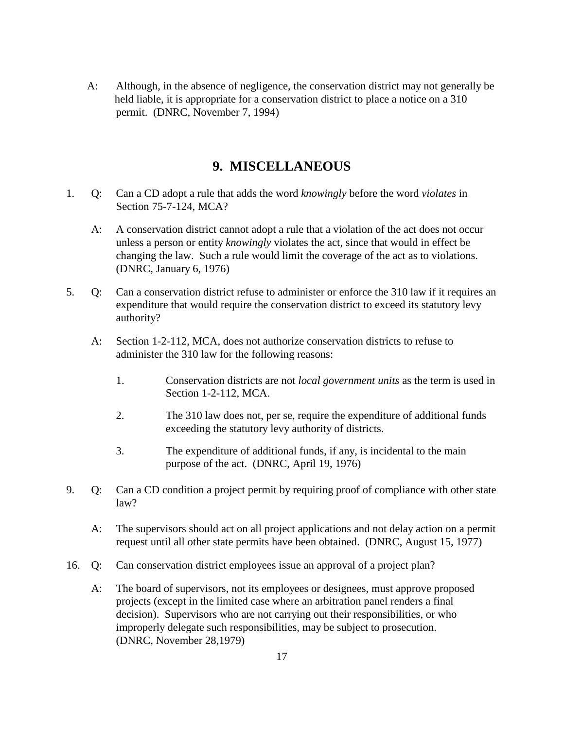A: Although, in the absence of negligence, the conservation district may not generally be held liable, it is appropriate for a conservation district to place a notice on a 310 permit. (DNRC, November 7, 1994)

## 9. MISCELLANEOUS

1. Q: Can a CD adopt a rule that adds the word *knowingly* before the word *violates* in Section 75-7-124, MCA?

   A: A conservation district cannot adopt a rule that a violation of the act does not occur unless a person or entity *knowingly* violates the act, since that would in effect be changing the law. Such a rule would limit the coverage of the act as to violations. (DNRC, January 6, 1976)

5. Q: Can a conservation district refuse to administer or enforce the 310 law if it requires an expenditure that would require the conservation district to exceed its statutory levy authority?

   A: Section 1-2-112, MCA, does not authorize conservation districts to refuse to administer the 310 law for the following reasons:

   1. Conservation districts are not *local government units* as the term is used in Section 1-2-112, MCA.
   2. The 310 law does not, per se, require the expenditure of additional funds exceeding the statutory levy authority of districts.
   3. The expenditure of additional funds, if any, is incidental to the main purpose of the act. (DNRC, April 19, 1976)

9. Q: Can a CD condition a project permit by requiring proof of compliance with other state law?

   A: The supervisors should act on all project applications and not delay action on a permit request until all other state permits have been obtained. (DNRC, August 15, 1977)

16. Q: Can conservation district employees issue an approval of a project plan?

    A: The board of supervisors, not its employees or designees, must approve proposed projects (except in the limited case where an arbitration panel renders a final decision). Supervisors who are not carrying out their responsibilities, or who improperly delegate such responsibilities, may be subject to prosecution. (DNRC, November 28,1979)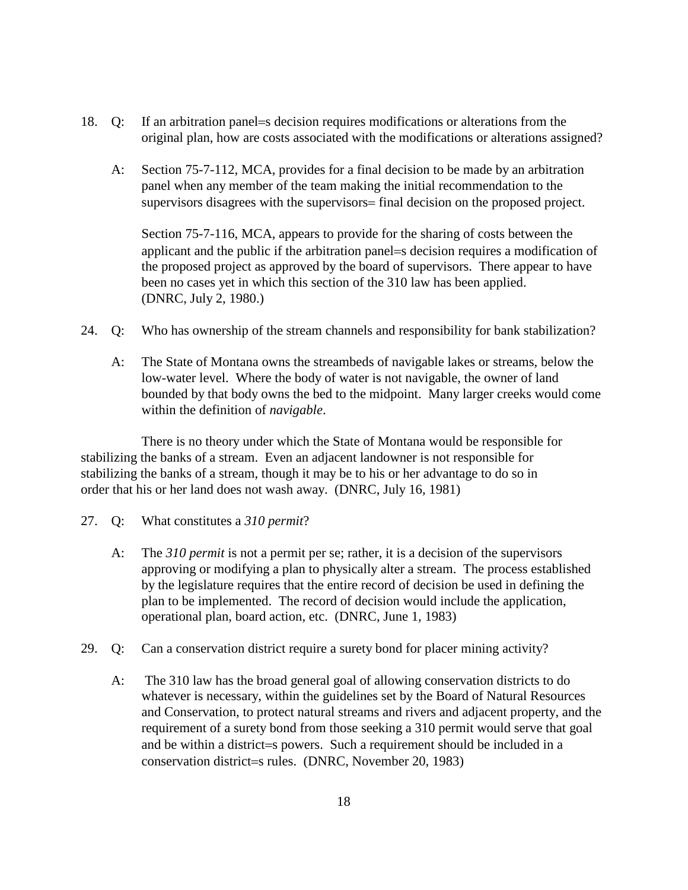18. Q: If an arbitration panel=s decision requires modifications or alterations from the original plan, how are costs associated with the modifications or alterations assigned?

    A: Section 75-7-112, MCA, provides for a final decision to be made by an arbitration panel when any member of the team making the initial recommendation to the supervisors disagrees with the supervisors= final decision on the proposed project.

    Section 75-7-116, MCA, appears to provide for the sharing of costs between the applicant and the public if the arbitration panel=s decision requires a modification of the proposed project as approved by the board of supervisors. There appear to have been no cases yet in which this section of the 310 law has been applied. (DNRC, July 2, 1980.)

24. Q: Who has ownership of the stream channels and responsibility for bank stabilization?

    A: The State of Montana owns the streambeds of navigable lakes or streams, below the low-water level. Where the body of water is not navigable, the owner of land bounded by that body owns the bed to the midpoint. Many larger creeks would come within the definition of *navigable*.

There is no theory under which the State of Montana would be responsible for stabilizing the banks of a stream. Even an adjacent landowner is not responsible for stabilizing the banks of a stream, though it may be to his or her advantage to do so in order that his or her land does not wash away. (DNRC, July 16, 1981)

27. Q: What constitutes a *310 permit*?

    A: The *310 permit* is not a permit per se; rather, it is a decision of the supervisors approving or modifying a plan to physically alter a stream. The process established by the legislature requires that the entire record of decision be used in defining the plan to be implemented. The record of decision would include the application, operational plan, board action, etc. (DNRC, June 1, 1983)

29. Q: Can a conservation district require a surety bond for placer mining activity?

    A: The 310 law has the broad general goal of allowing conservation districts to do whatever is necessary, within the guidelines set by the Board of Natural Resources and Conservation, to protect natural streams and rivers and adjacent property, and the requirement of a surety bond from those seeking a 310 permit would serve that goal and be within a district=s powers. Such a requirement should be included in a conservation district=s rules. (DNRC, November 20, 1983)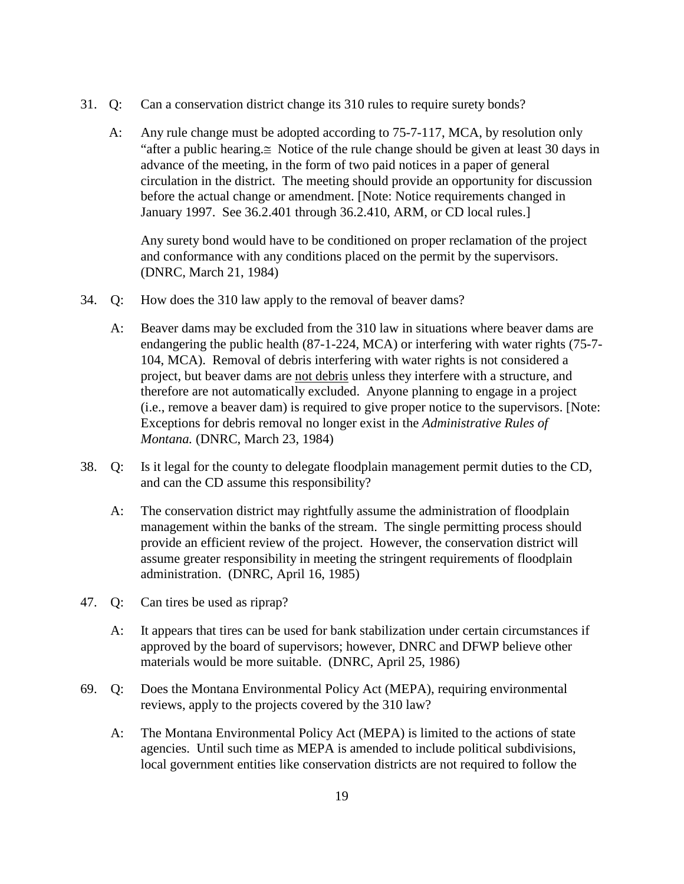31. Q: Can a conservation district change its 310 rules to require surety bonds?

    A: Any rule change must be adopted according to 75-7-117, MCA, by resolution only "after a public hearing.≅ Notice of the rule change should be given at least 30 days in advance of the meeting, in the form of two paid notices in a paper of general circulation in the district. The meeting should provide an opportunity for discussion before the actual change or amendment. [Note: Notice requirements changed in January 1997. See 36.2.401 through 36.2.410, ARM, or CD local rules.]

    Any surety bond would have to be conditioned on proper reclamation of the project and conformance with any conditions placed on the permit by the supervisors. (DNRC, March 21, 1984)

34. Q: How does the 310 law apply to the removal of beaver dams?

    A: Beaver dams may be excluded from the 310 law in situations where beaver dams are endangering the public health (87-1-224, MCA) or interfering with water rights (75-7-104, MCA). Removal of debris interfering with water rights is not considered a project, but beaver dams are <u>not debris</u> unless they interfere with a structure, and therefore are not automatically excluded. Anyone planning to engage in a project (i.e., remove a beaver dam) is required to give proper notice to the supervisors. [Note: Exceptions for debris removal no longer exist in the *Administrative Rules of Montana.* (DNRC, March 23, 1984)

38. Q: Is it legal for the county to delegate floodplain management permit duties to the CD, and can the CD assume this responsibility?

    A: The conservation district may rightfully assume the administration of floodplain management within the banks of the stream. The single permitting process should provide an efficient review of the project. However, the conservation district will assume greater responsibility in meeting the stringent requirements of floodplain administration. (DNRC, April 16, 1985)

47. Q: Can tires be used as riprap?

    A: It appears that tires can be used for bank stabilization under certain circumstances if approved by the board of supervisors; however, DNRC and DFWP believe other materials would be more suitable. (DNRC, April 25, 1986)

69. Q: Does the Montana Environmental Policy Act (MEPA), requiring environmental reviews, apply to the projects covered by the 310 law?

    A: The Montana Environmental Policy Act (MEPA) is limited to the actions of state agencies. Until such time as MEPA is amended to include political subdivisions, local government entities like conservation districts are not required to follow the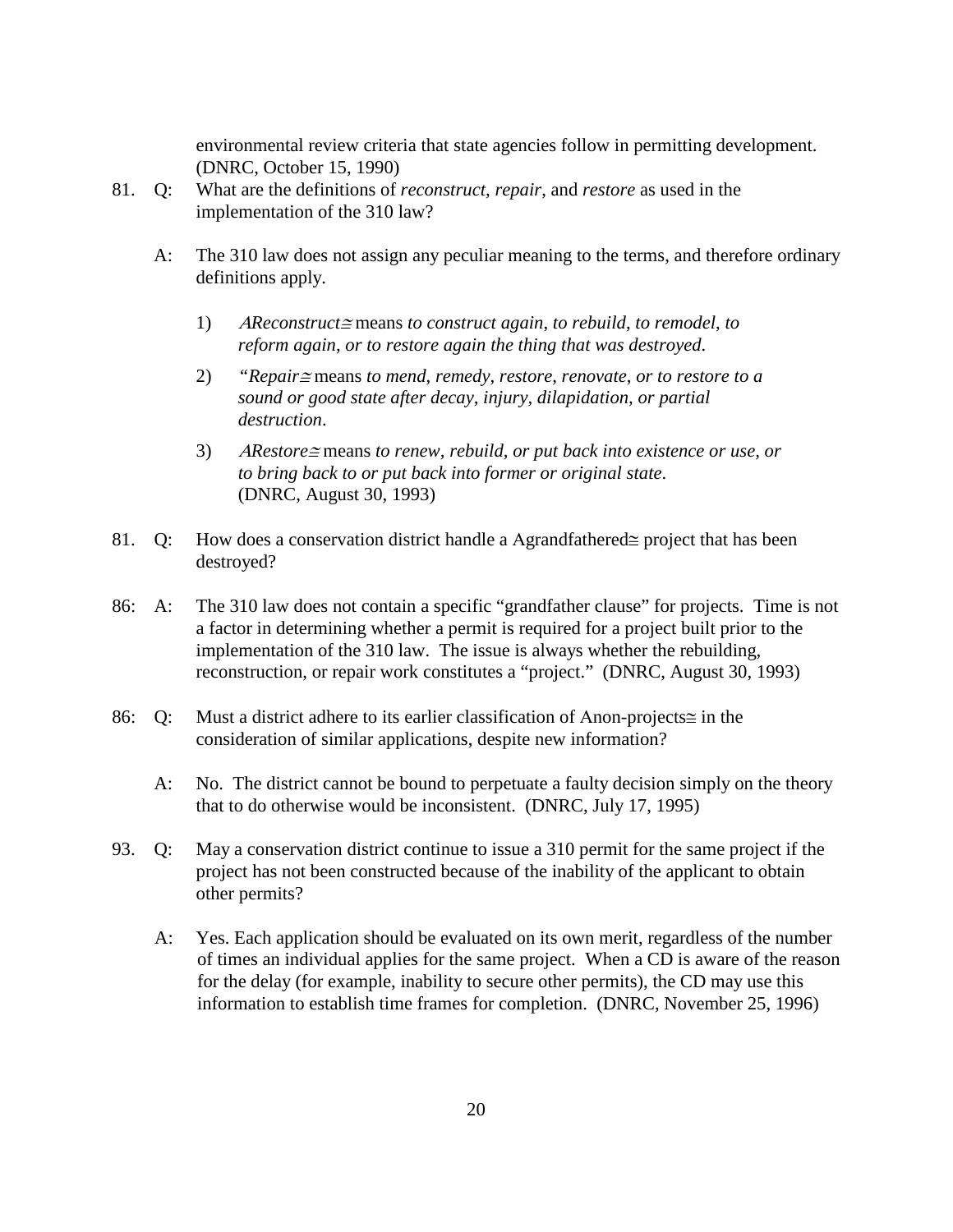environmental review criteria that state agencies follow in permitting development. (DNRC, October 15, 1990)

81. Q: What are the definitions of *reconstruct, repair*, and *restore* as used in the implementation of the 310 law?

A: The 310 law does not assign any peculiar meaning to the terms, and therefore ordinary definitions apply.

1) *AReconstruct≅* means *to construct again, to rebuild, to remodel, to reform again, or to restore again the thing that was destroyed*.

2) *"Repair≅* means *to mend, remedy, restore, renovate, or to restore to a sound or good state after decay, injury, dilapidation, or partial destruction*.

3) *ARestore≅* means *to renew, rebuild, or put back into existence or use, or to bring back to or put back into former or original state*. (DNRC, August 30, 1993)

81. Q: How does a conservation district handle a Agrandfathered≅ project that has been destroyed?

86: A: The 310 law does not contain a specific "grandfather clause" for projects. Time is not a factor in determining whether a permit is required for a project built prior to the implementation of the 310 law. The issue is always whether the rebuilding, reconstruction, or repair work constitutes a "project." (DNRC, August 30, 1993)

86: Q: Must a district adhere to its earlier classification of Anon-projects≅ in the consideration of similar applications, despite new information?

A: No. The district cannot be bound to perpetuate a faulty decision simply on the theory that to do otherwise would be inconsistent. (DNRC, July 17, 1995)

93. Q: May a conservation district continue to issue a 310 permit for the same project if the project has not been constructed because of the inability of the applicant to obtain other permits?

A: Yes. Each application should be evaluated on its own merit, regardless of the number of times an individual applies for the same project. When a CD is aware of the reason for the delay (for example, inability to secure other permits), the CD may use this information to establish time frames for completion. (DNRC, November 25, 1996)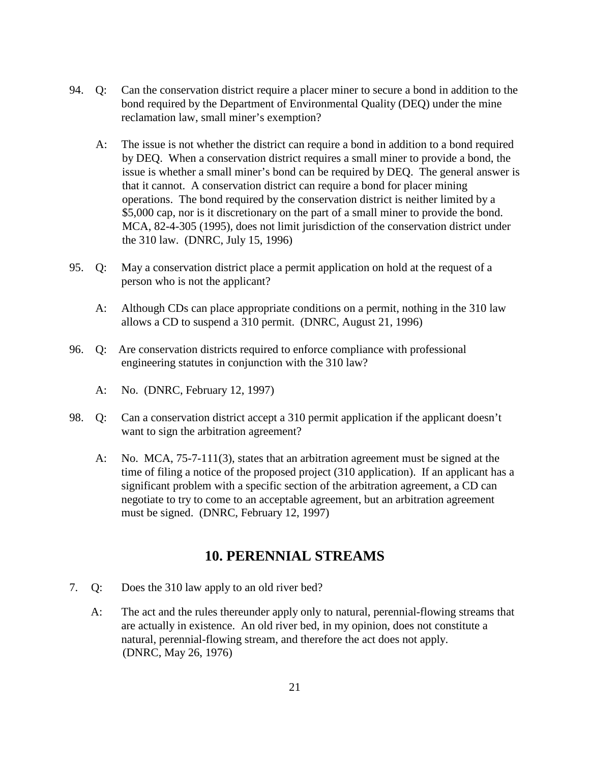94. Q: Can the conservation district require a placer miner to secure a bond in addition to the bond required by the Department of Environmental Quality (DEQ) under the mine reclamation law, small miner's exemption?

    A: The issue is not whether the district can require a bond in addition to a bond required by DEQ. When a conservation district requires a small miner to provide a bond, the issue is whether a small miner's bond can be required by DEQ. The general answer is that it cannot. A conservation district can require a bond for placer mining operations. The bond required by the conservation district is neither limited by a $5,000 cap, nor is it discretionary on the part of a small miner to provide the bond. MCA, 82-4-305 (1995), does not limit jurisdiction of the conservation district under the 310 law. (DNRC, July 15, 1996)

95. Q: May a conservation district place a permit application on hold at the request of a person who is not the applicant?

    A: Although CDs can place appropriate conditions on a permit, nothing in the 310 law allows a CD to suspend a 310 permit. (DNRC, August 21, 1996)

96. Q: Are conservation districts required to enforce compliance with professional engineering statutes in conjunction with the 310 law?

    A: No. (DNRC, February 12, 1997)

98. Q: Can a conservation district accept a 310 permit application if the applicant doesn't want to sign the arbitration agreement?

    A: No. MCA, 75-7-111(3), states that an arbitration agreement must be signed at the time of filing a notice of the proposed project (310 application). If an applicant has a significant problem with a specific section of the arbitration agreement, a CD can negotiate to try to come to an acceptable agreement, but an arbitration agreement must be signed. (DNRC, February 12, 1997)

## 10. PERENNIAL STREAMS

7. Q: Does the 310 law apply to an old river bed?

   A: The act and the rules thereunder apply only to natural, perennial-flowing streams that are actually in existence. An old river bed, in my opinion, does not constitute a natural, perennial-flowing stream, and therefore the act does not apply. (DNRC, May 26, 1976)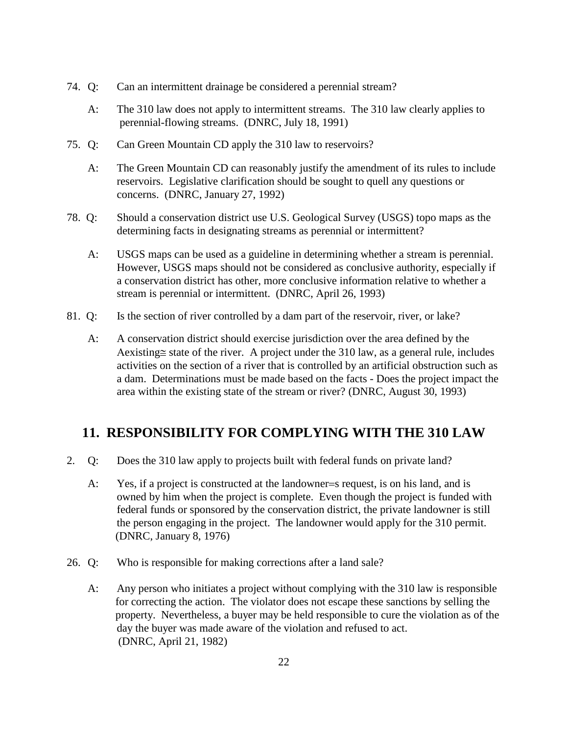74. Q: Can an intermittent drainage be considered a perennial stream?

    A: The 310 law does not apply to intermittent streams. The 310 law clearly applies to perennial-flowing streams. (DNRC, July 18, 1991)

75. Q: Can Green Mountain CD apply the 310 law to reservoirs?

    A: The Green Mountain CD can reasonably justify the amendment of its rules to include reservoirs. Legislative clarification should be sought to quell any questions or concerns. (DNRC, January 27, 1992)

78. Q: Should a conservation district use U.S. Geological Survey (USGS) topo maps as the determining facts in designating streams as perennial or intermittent?

    A: USGS maps can be used as a guideline in determining whether a stream is perennial. However, USGS maps should not be considered as conclusive authority, especially if a conservation district has other, more conclusive information relative to whether a stream is perennial or intermittent. (DNRC, April 26, 1993)

81. Q: Is the section of river controlled by a dam part of the reservoir, river, or lake?

    A: A conservation district should exercise jurisdiction over the area defined by the Aexisting≅ state of the river. A project under the 310 law, as a general rule, includes activities on the section of a river that is controlled by an artificial obstruction such as a dam. Determinations must be made based on the facts - Does the project impact the area within the existing state of the stream or river? (DNRC, August 30, 1993)

## 11. RESPONSIBILITY FOR COMPLYING WITH THE 310 LAW

2. Q: Does the 310 law apply to projects built with federal funds on private land?

   A: Yes, if a project is constructed at the landowner=s request, is on his land, and is owned by him when the project is complete. Even though the project is funded with federal funds or sponsored by the conservation district, the private landowner is still the person engaging in the project. The landowner would apply for the 310 permit. (DNRC, January 8, 1976)

26. Q: Who is responsible for making corrections after a land sale?

    A: Any person who initiates a project without complying with the 310 law is responsible for correcting the action. The violator does not escape these sanctions by selling the property. Nevertheless, a buyer may be held responsible to cure the violation as of the day the buyer was made aware of the violation and refused to act. (DNRC, April 21, 1982)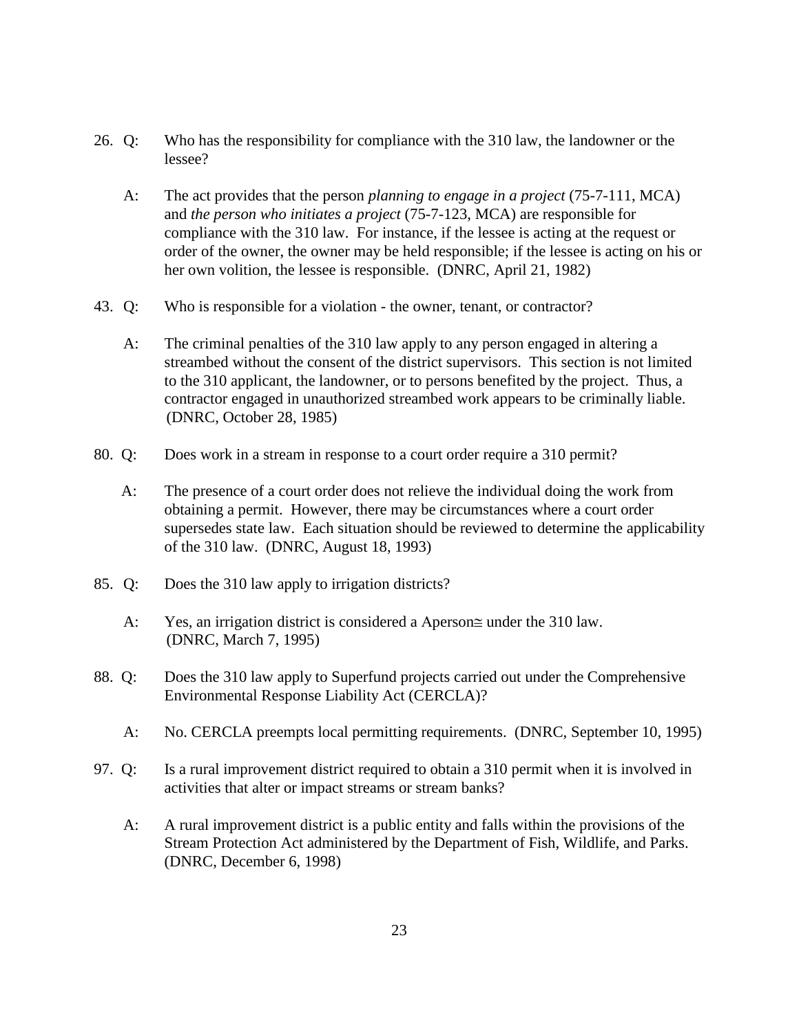26. Q: Who has the responsibility for compliance with the 310 law, the landowner or the lessee?

    A: The act provides that the person *planning to engage in a project* (75-7-111, MCA) and *the person who initiates a project* (75-7-123, MCA) are responsible for compliance with the 310 law. For instance, if the lessee is acting at the request or order of the owner, the owner may be held responsible; if the lessee is acting on his or her own volition, the lessee is responsible. (DNRC, April 21, 1982)

43. Q: Who is responsible for a violation - the owner, tenant, or contractor?

    A: The criminal penalties of the 310 law apply to any person engaged in altering a streambed without the consent of the district supervisors. This section is not limited to the 310 applicant, the landowner, or to persons benefited by the project. Thus, a contractor engaged in unauthorized streambed work appears to be criminally liable. (DNRC, October 28, 1985)

80. Q: Does work in a stream in response to a court order require a 310 permit?

    A: The presence of a court order does not relieve the individual doing the work from obtaining a permit. However, there may be circumstances where a court order supersedes state law. Each situation should be reviewed to determine the applicability of the 310 law. (DNRC, August 18, 1993)

85. Q: Does the 310 law apply to irrigation districts?

    A: Yes, an irrigation district is considered a Aperson≅ under the 310 law. (DNRC, March 7, 1995)

88. Q: Does the 310 law apply to Superfund projects carried out under the Comprehensive Environmental Response Liability Act (CERCLA)?

    A: No. CERCLA preempts local permitting requirements. (DNRC, September 10, 1995)

97. Q: Is a rural improvement district required to obtain a 310 permit when it is involved in activities that alter or impact streams or stream banks?

    A: A rural improvement district is a public entity and falls within the provisions of the Stream Protection Act administered by the Department of Fish, Wildlife, and Parks. (DNRC, December 6, 1998)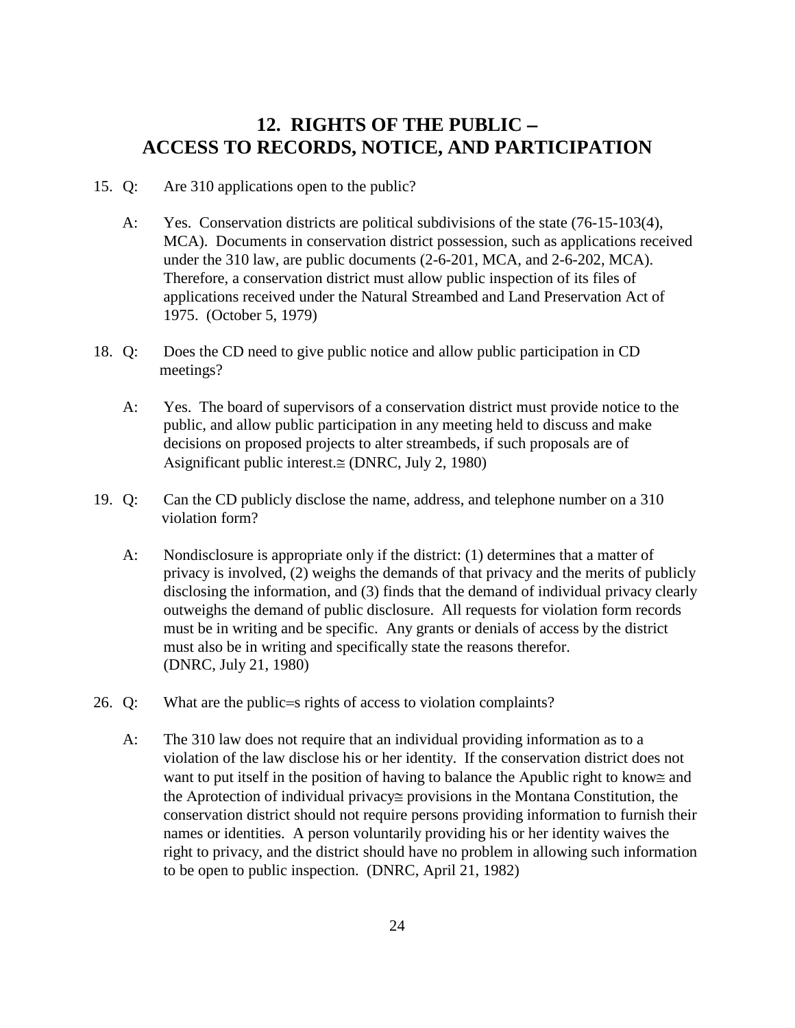# 12. RIGHTS OF THE PUBLIC – ACCESS TO RECORDS, NOTICE, AND PARTICIPATION

15. Q: Are 310 applications open to the public?

    A: Yes. Conservation districts are political subdivisions of the state (76-15-103(4), MCA). Documents in conservation district possession, such as applications received under the 310 law, are public documents (2-6-201, MCA, and 2-6-202, MCA). Therefore, a conservation district must allow public inspection of its files of applications received under the Natural Streambed and Land Preservation Act of 1975. (October 5, 1979)

18. Q: Does the CD need to give public notice and allow public participation in CD meetings?

    A: Yes. The board of supervisors of a conservation district must provide notice to the public, and allow public participation in any meeting held to discuss and make decisions on proposed projects to alter streambeds, if such proposals are of Asignificant public interest.≅ (DNRC, July 2, 1980)

19. Q: Can the CD publicly disclose the name, address, and telephone number on a 310 violation form?

    A: Nondisclosure is appropriate only if the district: (1) determines that a matter of privacy is involved, (2) weighs the demands of that privacy and the merits of publicly disclosing the information, and (3) finds that the demand of individual privacy clearly outweighs the demand of public disclosure. All requests for violation form records must be in writing and be specific. Any grants or denials of access by the district must also be in writing and specifically state the reasons therefor. (DNRC, July 21, 1980)

26. Q: What are the public=s rights of access to violation complaints?

    A: The 310 law does not require that an individual providing information as to a violation of the law disclose his or her identity. If the conservation district does not want to put itself in the position of having to balance the Apublic right to know≅ and the Aprotection of individual privacy≅ provisions in the Montana Constitution, the conservation district should not require persons providing information to furnish their names or identities. A person voluntarily providing his or her identity waives the right to privacy, and the district should have no problem in allowing such information to be open to public inspection. (DNRC, April 21, 1982)